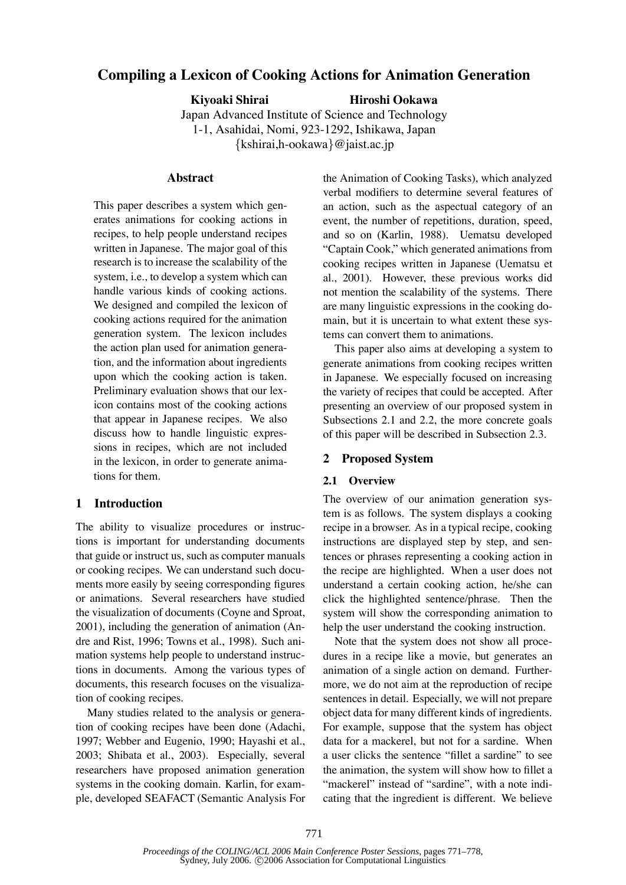# Compiling a Lexicon of Cooking Actions for Animation Generation

**Kiyoaki Shirai** **Hiroshi Ookawa**

Japan Advanced Institute of Science and Technology
1-1, Asahidai, Nomi, 923-1292, Ishikawa, Japan
{kshirai,h-ookawa}@jaist.ac.jp

## Abstract

This paper describes a system which generates animations for cooking actions in recipes, to help people understand recipes written in Japanese. The major goal of this research is to increase the scalability of the system, i.e., to develop a system which can handle various kinds of cooking actions. We designed and compiled the lexicon of cooking actions required for the animation generation system. The lexicon includes the action plan used for animation generation, and the information about ingredients upon which the cooking action is taken. Preliminary evaluation shows that our lexicon contains most of the cooking actions that appear in Japanese recipes. We also discuss how to handle linguistic expressions in recipes, which are not included in the lexicon, in order to generate animations for them.

## 1 Introduction

The ability to visualize procedures or instructions is important for understanding documents that guide or instruct us, such as computer manuals or cooking recipes. We can understand such documents more easily by seeing corresponding figures or animations. Several researchers have studied the visualization of documents (Coyne and Sproat, 2001), including the generation of animation (Andre and Rist, 1996; Towns et al., 1998). Such animation systems help people to understand instructions in documents. Among the various types of documents, this research focuses on the visualization of cooking recipes.

Many studies related to the analysis or generation of cooking recipes have been done (Adachi, 1997; Webber and Eugenio, 1990; Hayashi et al., 2003; Shibata et al., 2003). Especially, several researchers have proposed animation generation systems in the cooking domain. Karlin, for example, developed SEAFACT (Semantic Analysis For the Animation of Cooking Tasks), which analyzed verbal modifiers to determine several features of an action, such as the aspectual category of an event, the number of repetitions, duration, speed, and so on (Karlin, 1988). Uematsu developed "Captain Cook," which generated animations from cooking recipes written in Japanese (Uematsu et al., 2001). However, these previous works did not mention the scalability of the systems. There are many linguistic expressions in the cooking domain, but it is uncertain to what extent these systems can convert them to animations.

This paper also aims at developing a system to generate animations from cooking recipes written in Japanese. We especially focused on increasing the variety of recipes that could be accepted. After presenting an overview of our proposed system in Subsections 2.1 and 2.2, the more concrete goals of this paper will be described in Subsection 2.3.

## 2 Proposed System

### 2.1 Overview

The overview of our animation generation system is as follows. The system displays a cooking recipe in a browser. As in a typical recipe, cooking instructions are displayed step by step, and sentences or phrases representing a cooking action in the recipe are highlighted. When a user does not understand a certain cooking action, he/she can click the highlighted sentence/phrase. Then the system will show the corresponding animation to help the user understand the cooking instruction.

Note that the system does not show all procedures in a recipe like a movie, but generates an animation of a single action on demand. Furthermore, we do not aim at the reproduction of recipe sentences in detail. Especially, we will not prepare object data for many different kinds of ingredients. For example, suppose that the system has object data for a mackerel, but not for a sardine. When a user clicks the sentence "fillet a sardine" to see the animation, the system will show how to fillet a "mackerel" instead of "sardine", with a note indicating that the ingredient is different. We believe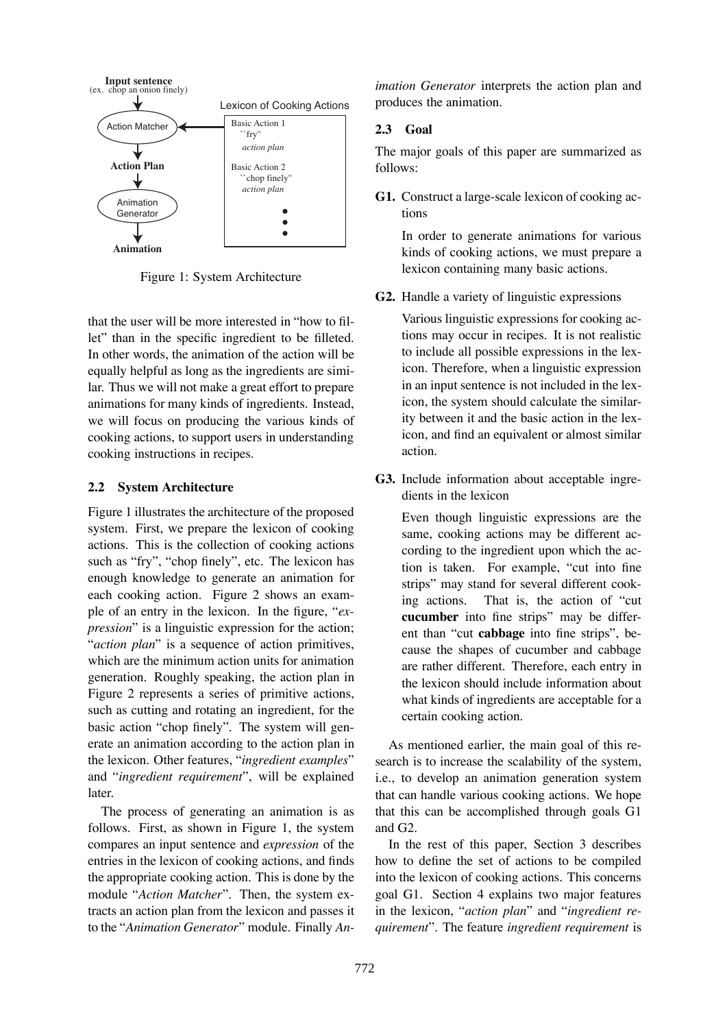Input sentence
(ex. chop an onion finely)

Action Matcher

Action Plan

Animation Generator

Animation

Lexicon of Cooking Actions

Basic Action 1
``fry''
*action plan*

Basic Action 2
``chop finely''
*action plan*

Figure 1: System Architecture

that the user will be more interested in "how to fillet" than in the specific ingredient to be filleted. In other words, the animation of the action will be equally helpful as long as the ingredients are similar. Thus we will not make a great effort to prepare animations for many kinds of ingredients. Instead, we will focus on producing the various kinds of cooking actions, to support users in understanding cooking instructions in recipes.

### 2.2 System Architecture

Figure 1 illustrates the architecture of the proposed system. First, we prepare the lexicon of cooking actions. This is the collection of cooking actions such as "fry", "chop finely", etc. The lexicon has enough knowledge to generate an animation for each cooking action. Figure 2 shows an example of an entry in the lexicon. In the figure, "*expression*" is a linguistic expression for the action; "*action plan*" is a sequence of action primitives, which are the minimum action units for animation generation. Roughly speaking, the action plan in Figure 2 represents a series of primitive actions, such as cutting and rotating an ingredient, for the basic action "chop finely". The system will generate an animation according to the action plan in the lexicon. Other features, "*ingredient examples*" and "*ingredient requirement*", will be explained later.

The process of generating an animation is as follows. First, as shown in Figure 1, the system compares an input sentence and *expression* of the entries in the lexicon of cooking actions, and finds the appropriate cooking action. This is done by the module "*Action Matcher*". Then, the system extracts an action plan from the lexicon and passes it to the "*Animation Generator*" module. Finally *Animation Generator* interprets the action plan and produces the animation.

### 2.3 Goal

The major goals of this paper are summarized as follows:

**G1.** Construct a large-scale lexicon of cooking actions

In order to generate animations for various kinds of cooking actions, we must prepare a lexicon containing many basic actions.

**G2.** Handle a variety of linguistic expressions

Various linguistic expressions for cooking actions may occur in recipes. It is not realistic to include all possible expressions in the lexicon. Therefore, when a linguistic expression in an input sentence is not included in the lexicon, the system should calculate the similarity between it and the basic action in the lexicon, and find an equivalent or almost similar action.

**G3.** Include information about acceptable ingredients in the lexicon

Even though linguistic expressions are the same, cooking actions may be different according to the ingredient upon which the action is taken. For example, "cut into fine strips" may stand for several different cooking actions. That is, the action of "cut **cucumber** into fine strips" may be different than "cut **cabbage** into fine strips", because the shapes of cucumber and cabbage are rather different. Therefore, each entry in the lexicon should include information about what kinds of ingredients are acceptable for a certain cooking action.

As mentioned earlier, the main goal of this research is to increase the scalability of the system, i.e., to develop an animation generation system that can handle various cooking actions. We hope that this can be accomplished through goals G1 and G2.

In the rest of this paper, Section 3 describes how to define the set of actions to be compiled into the lexicon of cooking actions. This concerns goal G1. Section 4 explains two major features in the lexicon, "*action plan*" and "*ingredient requirement*". The feature *ingredient requirement* is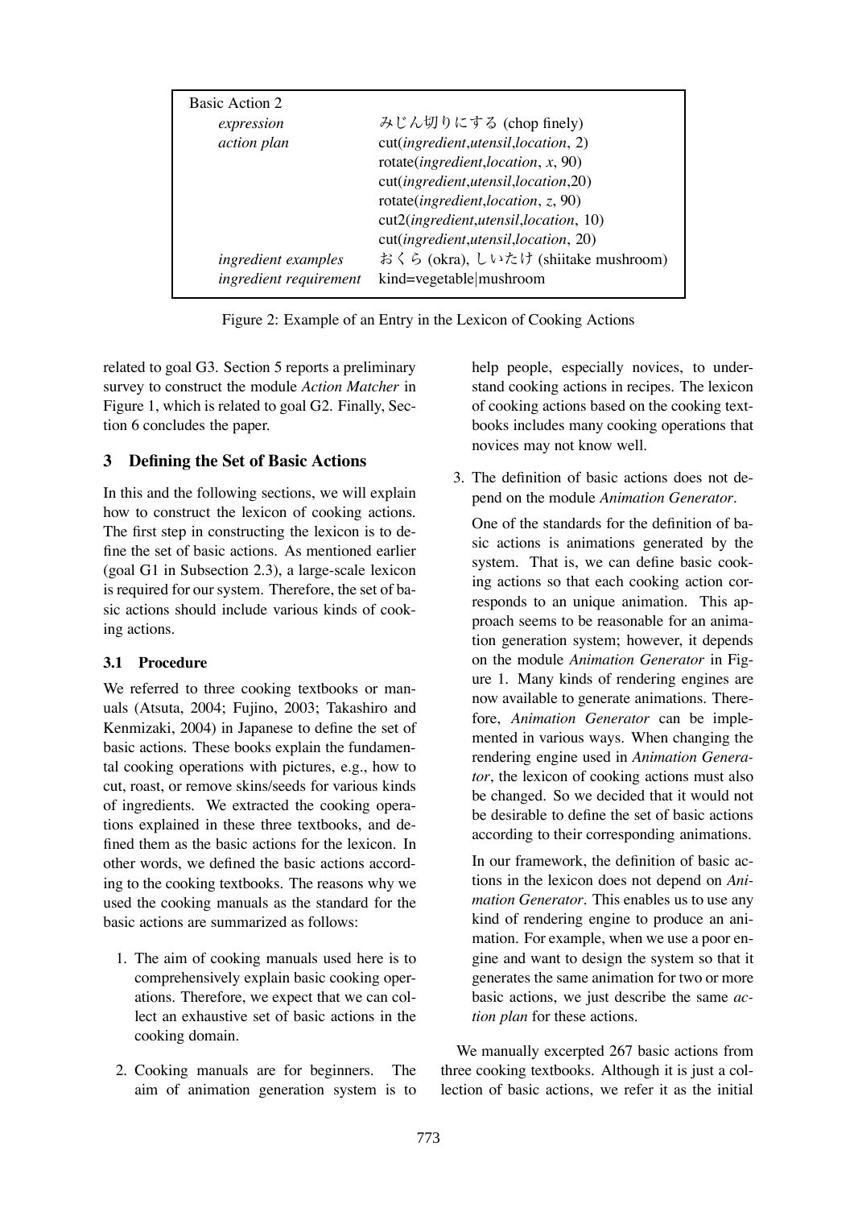| Basic Action 2 | |
|---|---|
| *expression* | みじん切りにする (chop finely) |
| *action plan* | cut(*ingredient*,*utensil*,*location*, 2) |
| | rotate(*ingredient*,*location*, *x*, 90) |
| | cut(*ingredient*,*utensil*,*location*,20) |
| | rotate(*ingredient*,*location*, *z*, 90) |
| | cut2(*ingredient*,*utensil*,*location*, 10) |
| | cut(*ingredient*,*utensil*,*location*, 20) |
| *ingredient examples* | おくら (okra), しいたけ (shiitake mushroom) |
| *ingredient requirement* | kind=vegetable\|mushroom |

Figure 2: Example of an Entry in the Lexicon of Cooking Actions

related to goal G3. Section 5 reports a preliminary survey to construct the module *Action Matcher* in Figure 1, which is related to goal G2. Finally, Section 6 concludes the paper.

## 3 Defining the Set of Basic Actions

In this and the following sections, we will explain how to construct the lexicon of cooking actions. The first step in constructing the lexicon is to define the set of basic actions. As mentioned earlier (goal G1 in Subsection 2.3), a large-scale lexicon is required for our system. Therefore, the set of basic actions should include various kinds of cooking actions.

### 3.1 Procedure

We referred to three cooking textbooks or manuals (Atsuta, 2004; Fujino, 2003; Takashiro and Kenmizaki, 2004) in Japanese to define the set of basic actions. These books explain the fundamental cooking operations with pictures, e.g., how to cut, roast, or remove skins/seeds for various kinds of ingredients. We extracted the cooking operations explained in these three textbooks, and defined them as the basic actions for the lexicon. In other words, we defined the basic actions according to the cooking textbooks. The reasons why we used the cooking manuals as the standard for the basic actions are summarized as follows:

1. The aim of cooking manuals used here is to comprehensively explain basic cooking operations. Therefore, we expect that we can collect an exhaustive set of basic actions in the cooking domain.

2. Cooking manuals are for beginners. The aim of animation generation system is to help people, especially novices, to understand cooking actions in recipes. The lexicon of cooking actions based on the cooking textbooks includes many cooking operations that novices may not know well.

3. The definition of basic actions does not depend on the module *Animation Generator*.

   One of the standards for the definition of basic actions is animations generated by the system. That is, we can define basic cooking actions so that each cooking action corresponds to an unique animation. This approach seems to be reasonable for an animation generation system; however, it depends on the module *Animation Generator* in Figure 1. Many kinds of rendering engines are now available to generate animations. Therefore, *Animation Generator* can be implemented in various ways. When changing the rendering engine used in *Animation Generator*, the lexicon of cooking actions must also be changed. So we decided that it would not be desirable to define the set of basic actions according to their corresponding animations.

   In our framework, the definition of basic actions in the lexicon does not depend on *Animation Generator*. This enables us to use any kind of rendering engine to produce an animation. For example, when we use a poor engine and want to design the system so that it generates the same animation for two or more basic actions, we just describe the same *action plan* for these actions.

We manually excerpted 267 basic actions from three cooking textbooks. Although it is just a collection of basic actions, we refer it as the initial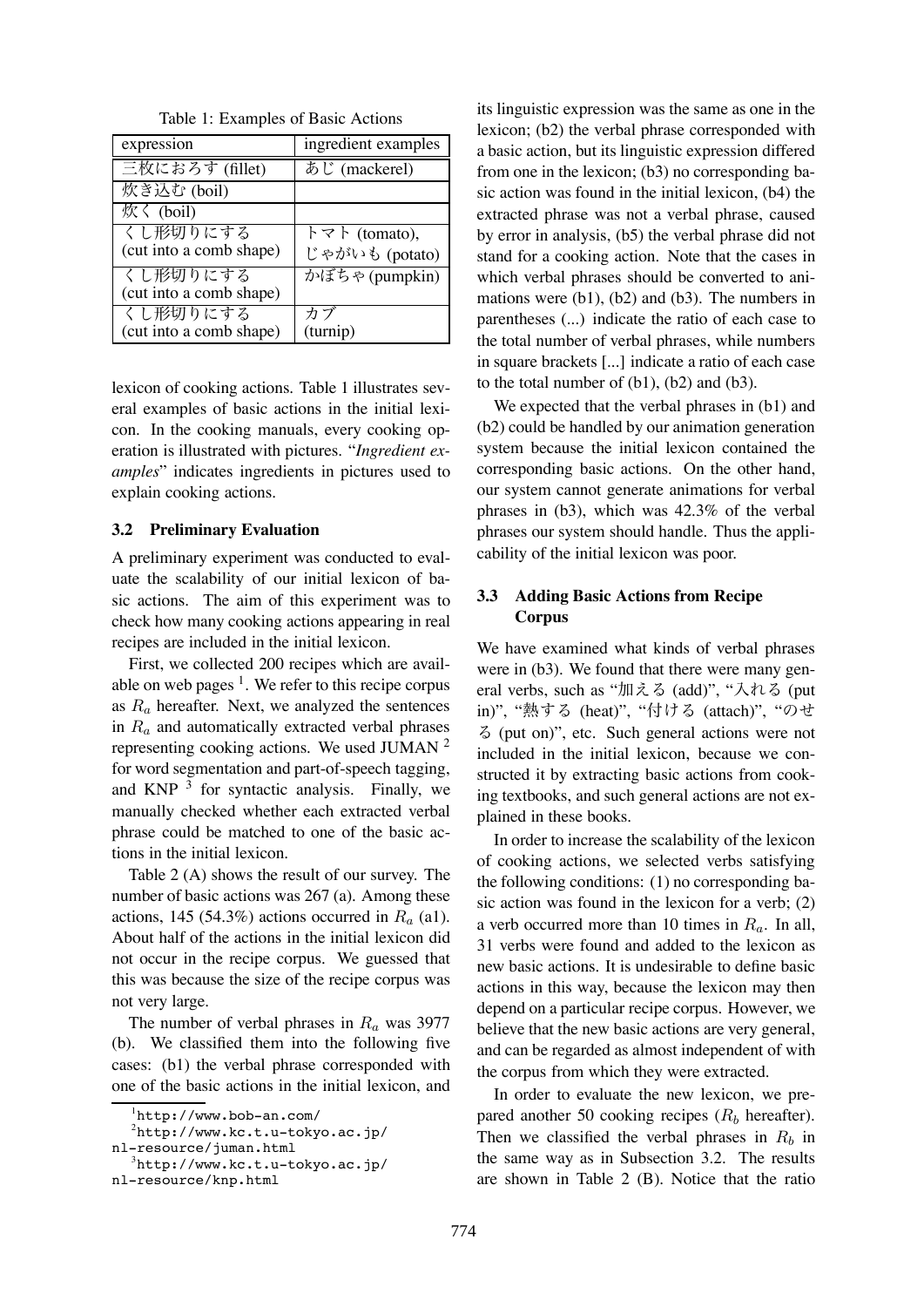Table 1: Examples of Basic Actions

| expression | ingredient examples |
|---|---|
| 三枚におろす (fillet) | あじ (mackerel) |
| 炊き込む (boil) | |
| 炊く (boil) | |
| くし形切りにする (cut into a comb shape) | トマト (tomato), じゃがいも (potato) |
| くし形切りにする (cut into a comb shape) | かぼちゃ (pumpkin) |
| くし形切りにする (cut into a comb shape) | カブ (turnip) |

lexicon of cooking actions. Table 1 illustrates several examples of basic actions in the initial lexicon. In the cooking manuals, every cooking operation is illustrated with pictures. "*Ingredient examples*" indicates ingredients in pictures used to explain cooking actions.

### 3.2 Preliminary Evaluation

A preliminary experiment was conducted to evaluate the scalability of our initial lexicon of basic actions. The aim of this experiment was to check how many cooking actions appearing in real recipes are included in the initial lexicon.

First, we collected 200 recipes which are available on web pages [1]. We refer to this recipe corpus as $R_a$ hereafter. Next, we analyzed the sentences in $R_a$ and automatically extracted verbal phrases representing cooking actions. We used JUMAN [2] for word segmentation and part-of-speech tagging, and KNP [3] for syntactic analysis. Finally, we manually checked whether each extracted verbal phrase could be matched to one of the basic actions in the initial lexicon.

Table 2 (A) shows the result of our survey. The number of basic actions was 267 (a). Among these actions, 145 (54.3%) actions occurred in $R_a$ (a1). About half of the actions in the initial lexicon did not occur in the recipe corpus. We guessed that this was because the size of the recipe corpus was not very large.

The number of verbal phrases in $R_a$ was 3977 (b). We classified them into the following five cases: (b1) the verbal phrase corresponded with one of the basic actions in the initial lexicon, and its linguistic expression was the same as one in the lexicon; (b2) the verbal phrase corresponded with a basic action, but its linguistic expression differed from one in the lexicon; (b3) no corresponding basic action was found in the initial lexicon, (b4) the extracted phrase was not a verbal phrase, caused by error in analysis, (b5) the verbal phrase did not stand for a cooking action. Note that the cases in which verbal phrases should be converted to animations were (b1), (b2) and (b3). The numbers in parentheses (...) indicate the ratio of each case to the total number of verbal phrases, while numbers in square brackets [...] indicate a ratio of each case to the total number of (b1), (b2) and (b3).

We expected that the verbal phrases in (b1) and (b2) could be handled by our animation generation system because the initial lexicon contained the corresponding basic actions. On the other hand, our system cannot generate animations for verbal phrases in (b3), which was 42.3% of the verbal phrases our system should handle. Thus the applicability of the initial lexicon was poor.

### 3.3 Adding Basic Actions from Recipe Corpus

We have examined what kinds of verbal phrases were in (b3). We found that there were many general verbs, such as "加える (add)", "入れる (put in)", "熱する (heat)", "付ける (attach)", "のせる (put on)", etc. Such general actions were not included in the initial lexicon, because we constructed it by extracting basic actions from cooking textbooks, and such general actions are not explained in these books.

In order to increase the scalability of the lexicon of cooking actions, we selected verbs satisfying the following conditions: (1) no corresponding basic action was found in the lexicon for a verb; (2) a verb occurred more than 10 times in $R_a$. In all, 31 verbs were found and added to the lexicon as new basic actions. It is undesirable to define basic actions in this way, because the lexicon may then depend on a particular recipe corpus. However, we believe that the new basic actions are very general, and can be regarded as almost independent of with the corpus from which they were extracted.

In order to evaluate the new lexicon, we prepared another 50 cooking recipes ($R_b$ hereafter). Then we classified the verbal phrases in $R_b$ in the same way as in Subsection 3.2. The results are shown in Table 2 (B). Notice that the ratio

[1] http://www.bob-an.com/

[2] http://www.kc.t.u-tokyo.ac.jp/nl-resource/juman.html

[3] http://www.kc.t.u-tokyo.ac.jp/nl-resource/knp.html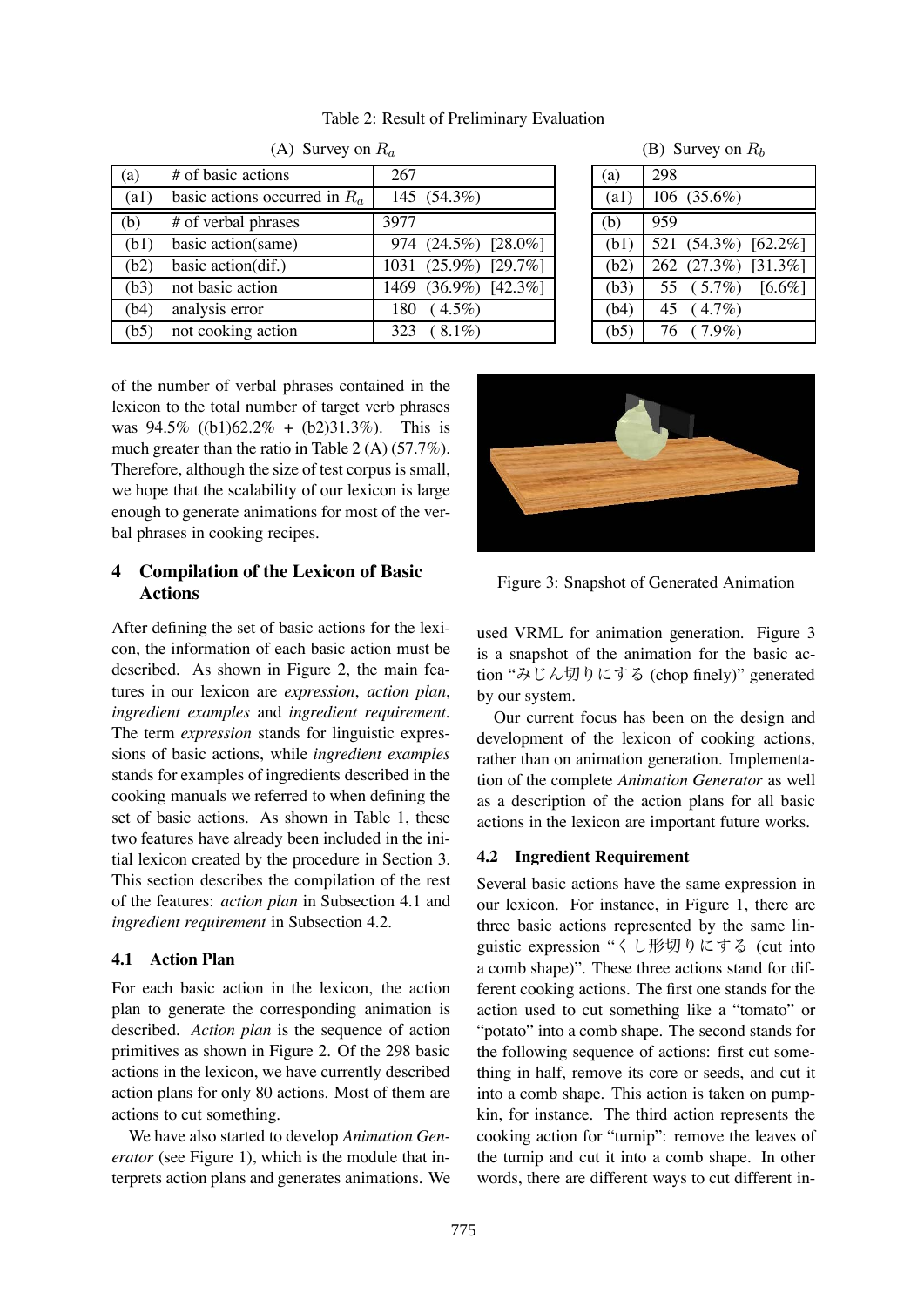Table 2: Result of Preliminary Evaluation

(A) Survey on $R_a$

| | | |
|---|---|---|
| (a) | # of basic actions | 267 |
| (a1) | basic actions occurred in $R_a$ | 145 (54.3%) |
| (b) | # of verbal phrases | 3977 |
| (b1) | basic action(same) | 974 (24.5%) [28.0%] |
| (b2) | basic action(dif.) | 1031 (25.9%) [29.7%] |
| (b3) | not basic action | 1469 (36.9%) [42.3%] |
| (b4) | analysis error | 180 (4.5%) |
| (b5) | not cooking action | 323 (8.1%) |

(B) Survey on $R_b$

| | |
|---|---|
| (a) | 298 |
| (a1) | 106 (35.6%) |
| (b) | 959 |
| (b1) | 521 (54.3%) [62.2%] |
| (b2) | 262 (27.3%) [31.3%] |
| (b3) | 55 (5.7%) [6.6%] |
| (b4) | 45 (4.7%) |
| (b5) | 76 (7.9%) |

of the number of verbal phrases contained in the lexicon to the total number of target verb phrases was 94.5% ((b1)62.2% + (b2)31.3%). This is much greater than the ratio in Table 2 (A) (57.7%). Therefore, although the size of test corpus is small, we hope that the scalability of our lexicon is large enough to generate animations for most of the verbal phrases in cooking recipes.

## 4 Compilation of the Lexicon of Basic Actions

After defining the set of basic actions for the lexicon, the information of each basic action must be described. As shown in Figure 2, the main features in our lexicon are *expression*, *action plan*, *ingredient examples* and *ingredient requirement*. The term *expression* stands for linguistic expressions of basic actions, while *ingredient examples* stands for examples of ingredients described in the cooking manuals we referred to when defining the set of basic actions. As shown in Table 1, these two features have already been included in the initial lexicon created by the procedure in Section 3. This section describes the compilation of the rest of the features: *action plan* in Subsection 4.1 and *ingredient requirement* in Subsection 4.2.

### 4.1 Action Plan

For each basic action in the lexicon, the action plan to generate the corresponding animation is described. *Action plan* is the sequence of action primitives as shown in Figure 2. Of the 298 basic actions in the lexicon, we have currently described action plans for only 80 actions. Most of them are actions to cut something.

We have also started to develop *Animation Generator* (see Figure 1), which is the module that interprets action plans and generates animations. We used VRML for animation generation. Figure 3 is a snapshot of the animation for the basic action "みじん切りにする (chop finely)" generated by our system.

Figure 3: Snapshot of Generated Animation

Our current focus has been on the design and development of the lexicon of cooking actions, rather than on animation generation. Implementation of the complete *Animation Generator* as well as a description of the action plans for all basic actions in the lexicon are important future works.

### 4.2 Ingredient Requirement

Several basic actions have the same expression in our lexicon. For instance, in Figure 1, there are three basic actions represented by the same linguistic expression "くし形切りにする (cut into a comb shape)". These three actions stand for different cooking actions. The first one stands for the action used to cut something like a "tomato" or "potato" into a comb shape. The second stands for the following sequence of actions: first cut something in half, remove its core or seeds, and cut it into a comb shape. This action is taken on pumpkin, for instance. The third action represents the cooking action for "turnip": remove the leaves of the turnip and cut it into a comb shape. In other words, there are different ways to cut different in-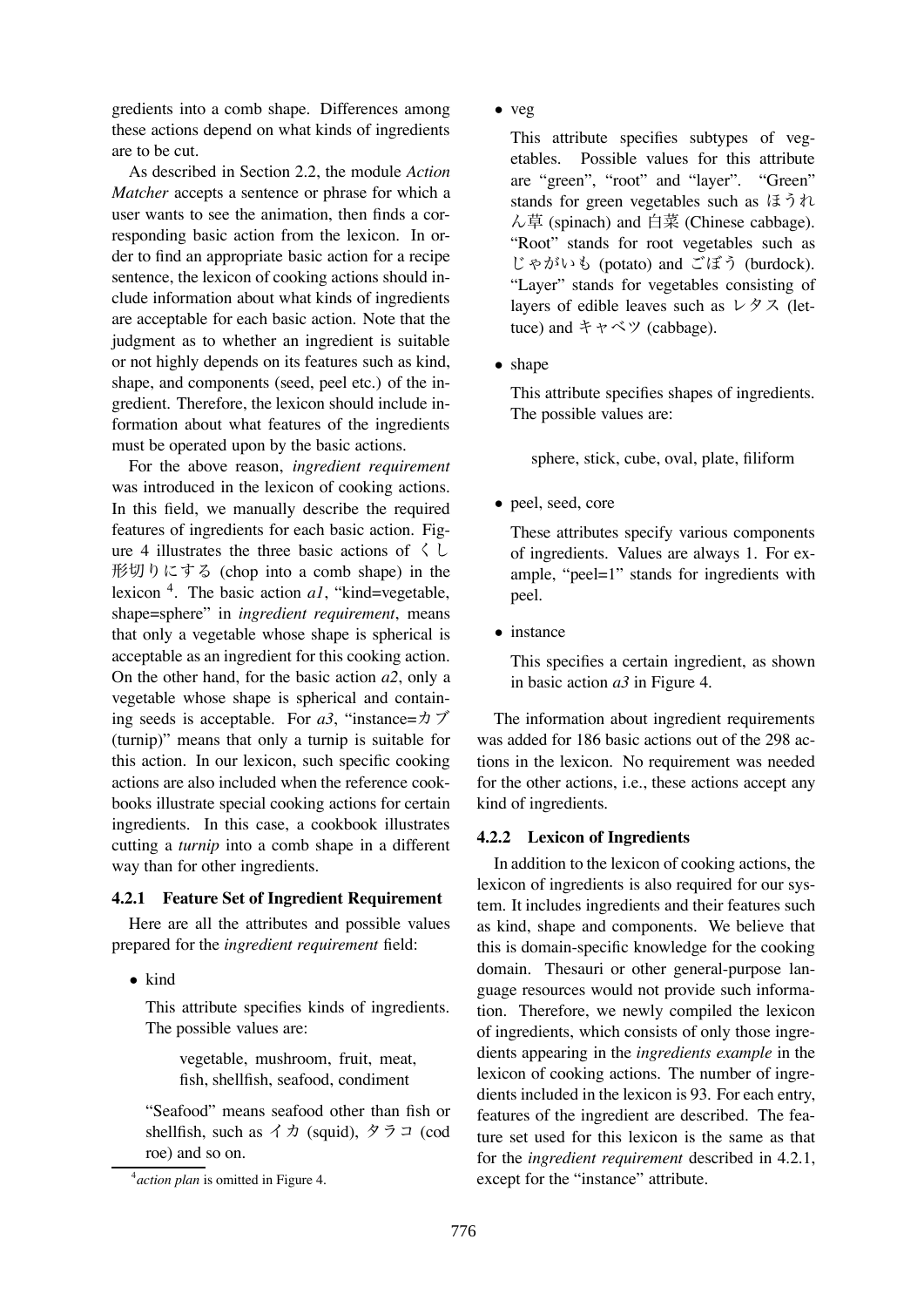gredients into a comb shape. Differences among these actions depend on what kinds of ingredients are to be cut.

As described in Section 2.2, the module *Action Matcher* accepts a sentence or phrase for which a user wants to see the animation, then finds a corresponding basic action from the lexicon. In order to find an appropriate basic action for a recipe sentence, the lexicon of cooking actions should include information about what kinds of ingredients are acceptable for each basic action. Note that the judgment as to whether an ingredient is suitable or not highly depends on its features such as kind, shape, and components (seed, peel etc.) of the ingredient. Therefore, the lexicon should include information about what features of the ingredients must be operated upon by the basic actions.

For the above reason, *ingredient requirement* was introduced in the lexicon of cooking actions. In this field, we manually describe the required features of ingredients for each basic action. Figure 4 illustrates the three basic actions of くし形切りにする (chop into a comb shape) in the lexicon [4]. The basic action *a1*, "kind=vegetable, shape=sphere" in *ingredient requirement*, means that only a vegetable whose shape is spherical is acceptable as an ingredient for this cooking action. On the other hand, for the basic action *a2*, only a vegetable whose shape is spherical and containing seeds is acceptable. For *a3*, "instance=カブ (turnip)" means that only a turnip is suitable for this action. In our lexicon, such specific cooking actions are also included when the reference cookbooks illustrate special cooking actions for certain ingredients. In this case, a cookbook illustrates cutting a *turnip* into a comb shape in a different way than for other ingredients.

#### 4.2.1 Feature Set of Ingredient Requirement

Here are all the attributes and possible values prepared for the *ingredient requirement* field:

- kind

  This attribute specifies kinds of ingredients. The possible values are:

  vegetable, mushroom, fruit, meat, fish, shellfish, seafood, condiment

  "Seafood" means seafood other than fish or shellfish, such as イカ (squid), タラコ (cod roe) and so on.

- veg

  This attribute specifies subtypes of vegetables. Possible values for this attribute are "green", "root" and "layer". "Green" stands for green vegetables such as ほうれん草 (spinach) and 白菜 (Chinese cabbage). "Root" stands for root vegetables such as じゃがいも (potato) and ごぼう (burdock). "Layer" stands for vegetables consisting of layers of edible leaves such as レタス (lettuce) and キャベツ (cabbage).

- shape

  This attribute specifies shapes of ingredients. The possible values are:

  sphere, stick, cube, oval, plate, filiform

- peel, seed, core

  These attributes specify various components of ingredients. Values are always 1. For example, "peel=1" stands for ingredients with peel.

- instance

  This specifies a certain ingredient, as shown in basic action *a3* in Figure 4.

The information about ingredient requirements was added for 186 basic actions out of the 298 actions in the lexicon. No requirement was needed for the other actions, i.e., these actions accept any kind of ingredients.

#### 4.2.2 Lexicon of Ingredients

In addition to the lexicon of cooking actions, the lexicon of ingredients is also required for our system. It includes ingredients and their features such as kind, shape and components. We believe that this is domain-specific knowledge for the cooking domain. Thesauri or other general-purpose language resources would not provide such information. Therefore, we newly compiled the lexicon of ingredients, which consists of only those ingredients appearing in the *ingredients example* in the lexicon of cooking actions. The number of ingredients included in the lexicon is 93. For each entry, features of the ingredient are described. The feature set used for this lexicon is the same as that for the *ingredient requirement* described in 4.2.1, except for the "instance" attribute.

[4] *action plan* is omitted in Figure 4.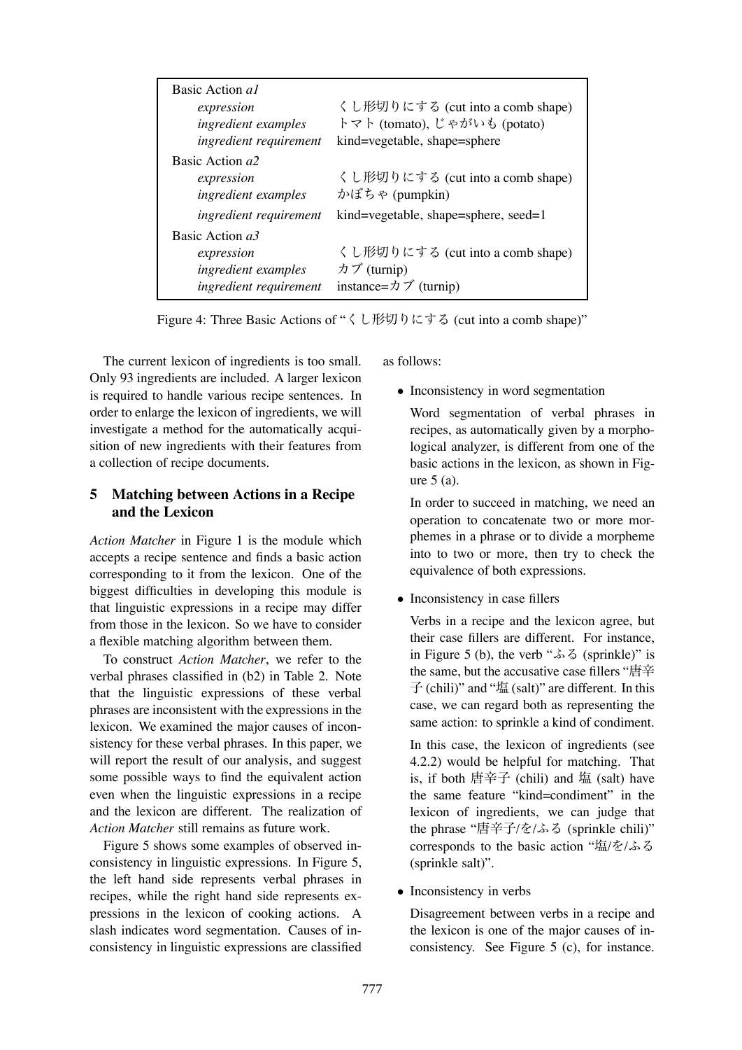| Basic Action *a1* | |
|---|---|
| *expression* | くし形切りにする (cut into a comb shape) |
| *ingredient examples* | トマト (tomato), じゃがいも (potato) |
| *ingredient requirement* | kind=vegetable, shape=sphere |
| Basic Action *a2* | |
| *expression* | くし形切りにする (cut into a comb shape) |
| *ingredient examples* | かぼちゃ (pumpkin) |
| *ingredient requirement* | kind=vegetable, shape=sphere, seed=1 |
| Basic Action *a3* | |
| *expression* | くし形切りにする (cut into a comb shape) |
| *ingredient examples* | カブ (turnip) |
| *ingredient requirement* | instance=カブ (turnip) |

Figure 4: Three Basic Actions of "くし形切りにする (cut into a comb shape)"

The current lexicon of ingredients is too small. Only 93 ingredients are included. A larger lexicon is required to handle various recipe sentences. In order to enlarge the lexicon of ingredients, we will investigate a method for the automatically acquisition of new ingredients with their features from a collection of recipe documents.

## 5 Matching between Actions in a Recipe and the Lexicon

*Action Matcher* in Figure 1 is the module which accepts a recipe sentence and finds a basic action corresponding to it from the lexicon. One of the biggest difficulties in developing this module is that linguistic expressions in a recipe may differ from those in the lexicon. So we have to consider a flexible matching algorithm between them.

To construct *Action Matcher*, we refer to the verbal phrases classified in (b2) in Table 2. Note that the linguistic expressions of these verbal phrases are inconsistent with the expressions in the lexicon. We examined the major causes of inconsistency for these verbal phrases. In this paper, we will report the result of our analysis, and suggest some possible ways to find the equivalent action even when the linguistic expressions in a recipe and the lexicon are different. The realization of *Action Matcher* still remains as future work.

Figure 5 shows some examples of observed inconsistency in linguistic expressions. In Figure 5, the left hand side represents verbal phrases in recipes, while the right hand side represents expressions in the lexicon of cooking actions. A slash indicates word segmentation. Causes of inconsistency in linguistic expressions are classified as follows:

- Inconsistency in word segmentation

  Word segmentation of verbal phrases in recipes, as automatically given by a morphological analyzer, is different from one of the basic actions in the lexicon, as shown in Figure 5 (a).

  In order to succeed in matching, we need an operation to concatenate two or more morphemes in a phrase or to divide a morpheme into to two or more, then try to check the equivalence of both expressions.

- Inconsistency in case fillers

  Verbs in a recipe and the lexicon agree, but their case fillers are different. For instance, in Figure 5 (b), the verb "ふる (sprinkle)" is the same, but the accusative case fillers "唐辛子 (chili)" and "塩 (salt)" are different. In this case, we can regard both as representing the same action: to sprinkle a kind of condiment.

  In this case, the lexicon of ingredients (see 4.2.2) would be helpful for matching. That is, if both 唐辛子 (chili) and 塩 (salt) have the same feature "kind=condiment" in the lexicon of ingredients, we can judge that the phrase "唐辛子/を/ふる (sprinkle chili)" corresponds to the basic action "塩/を/ふる (sprinkle salt)".

- Inconsistency in verbs

  Disagreement between verbs in a recipe and the lexicon is one of the major causes of inconsistency. See Figure 5 (c), for instance.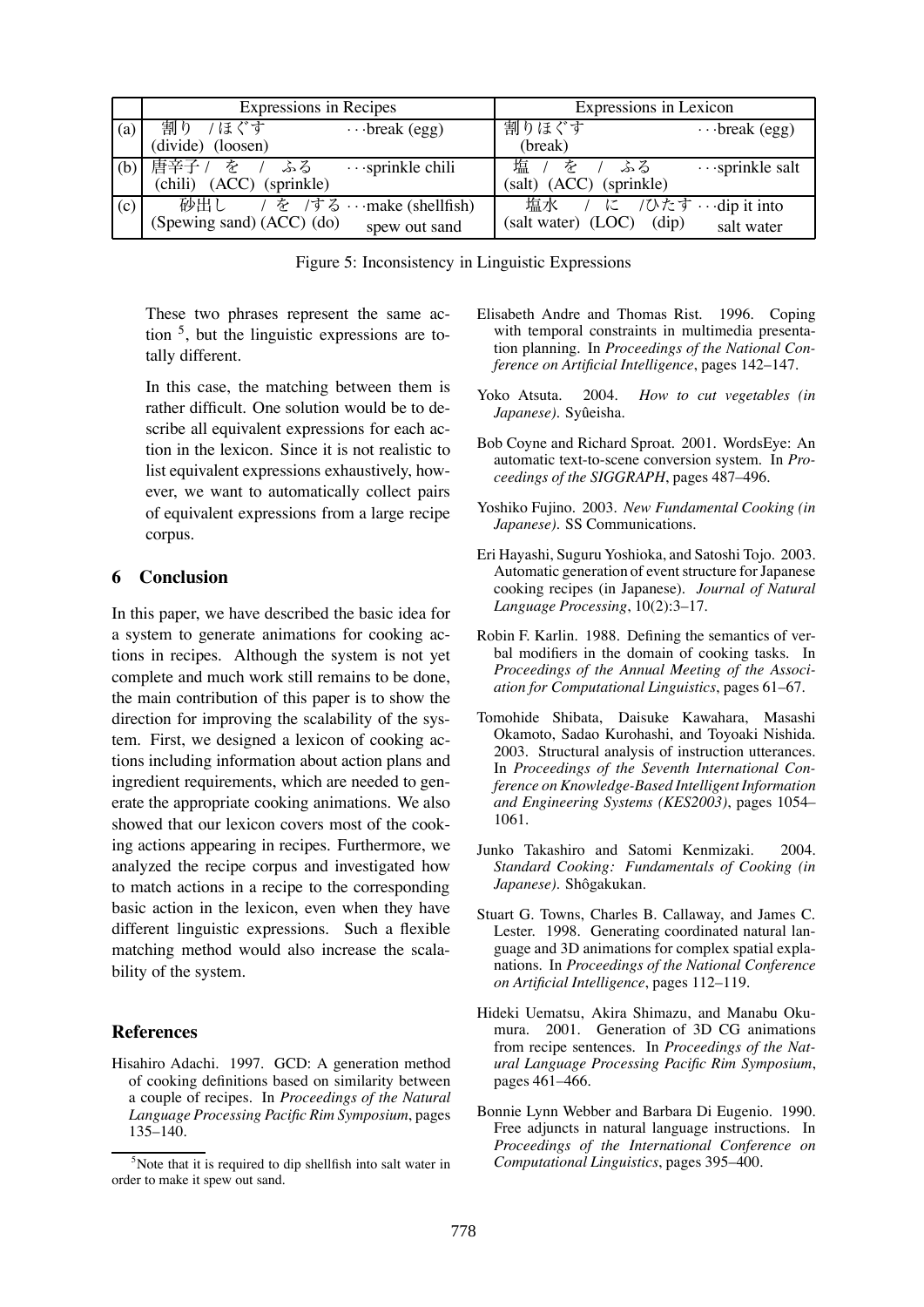| | Expressions in Recipes | Expressions in Lexicon |
|---|---|---|
| (a) | 割り / ほぐす (divide) (loosen) ···break (egg) | 割りほぐす (break) ···break (egg) |
| (b) | 唐辛子 / を / ふる (chili) (ACC) (sprinkle) ···sprinkle chili | 塩 / を / ふる (salt) (ACC) (sprinkle) ···sprinkle salt |
| (c) | 砂出し / を /する (Spewing sand) (ACC) (do) ···make (shellfish) spew out sand | 塩水 / に /ひたす (salt water) (LOC) (dip) ···dip it into salt water |

Figure 5: Inconsistency in Linguistic Expressions

These two phrases represent the same action [5], but the linguistic expressions are totally different.

In this case, the matching between them is rather difficult. One solution would be to describe all equivalent expressions for each action in the lexicon. Since it is not realistic to list equivalent expressions exhaustively, however, we want to automatically collect pairs of equivalent expressions from a large recipe corpus.

## 6 Conclusion

In this paper, we have described the basic idea for a system to generate animations for cooking actions in recipes. Although the system is not yet complete and much work still remains to be done, the main contribution of this paper is to show the direction for improving the scalability of the system. First, we designed a lexicon of cooking actions including information about action plans and ingredient requirements, which are needed to generate the appropriate cooking animations. We also showed that our lexicon covers most of the cooking actions appearing in recipes. Furthermore, we analyzed the recipe corpus and investigated how to match actions in a recipe to the corresponding basic action in the lexicon, even when they have different linguistic expressions. Such a flexible matching method would also increase the scalability of the system.

[5]Note that it is required to dip shellfish into salt water in order to make it spew out sand.

## References

Hisahiro Adachi. 1997. GCD: A generation method of cooking definitions based on similarity between a couple of recipes. In *Proceedings of the Natural Language Processing Pacific Rim Symposium*, pages 135–140.

Elisabeth Andre and Thomas Rist. 1996. Coping with temporal constraints in multimedia presentation planning. In *Proceedings of the National Conference on Artificial Intelligence*, pages 142–147.

Yoko Atsuta. 2004. *How to cut vegetables (in Japanese)*. Syûeisha.

Bob Coyne and Richard Sproat. 2001. WordsEye: An automatic text-to-scene conversion system. In *Proceedings of the SIGGRAPH*, pages 487–496.

Yoshiko Fujino. 2003. *New Fundamental Cooking (in Japanese)*. SS Communications.

Eri Hayashi, Suguru Yoshioka, and Satoshi Tojo. 2003. Automatic generation of event structure for Japanese cooking recipes (in Japanese). *Journal of Natural Language Processing*, 10(2):3–17.

Robin F. Karlin. 1988. Defining the semantics of verbal modifiers in the domain of cooking tasks. In *Proceedings of the Annual Meeting of the Association for Computational Linguistics*, pages 61–67.

Tomohide Shibata, Daisuke Kawahara, Masashi Okamoto, Sadao Kurohashi, and Toyoaki Nishida. 2003. Structural analysis of instruction utterances. In *Proceedings of the Seventh International Conference on Knowledge-Based Intelligent Information and Engineering Systems (KES2003)*, pages 1054–1061.

Junko Takashiro and Satomi Kenmizaki. 2004. *Standard Cooking: Fundamentals of Cooking (in Japanese)*. Shôgakukan.

Stuart G. Towns, Charles B. Callaway, and James C. Lester. 1998. Generating coordinated natural language and 3D animations for complex spatial explanations. In *Proceedings of the National Conference on Artificial Intelligence*, pages 112–119.

Hideki Uematsu, Akira Shimazu, and Manabu Okumura. 2001. Generation of 3D CG animations from recipe sentences. In *Proceedings of the Natural Language Processing Pacific Rim Symposium*, pages 461–466.

Bonnie Lynn Webber and Barbara Di Eugenio. 1990. Free adjuncts in natural language instructions. In *Proceedings of the International Conference on Computational Linguistics*, pages 395–400.